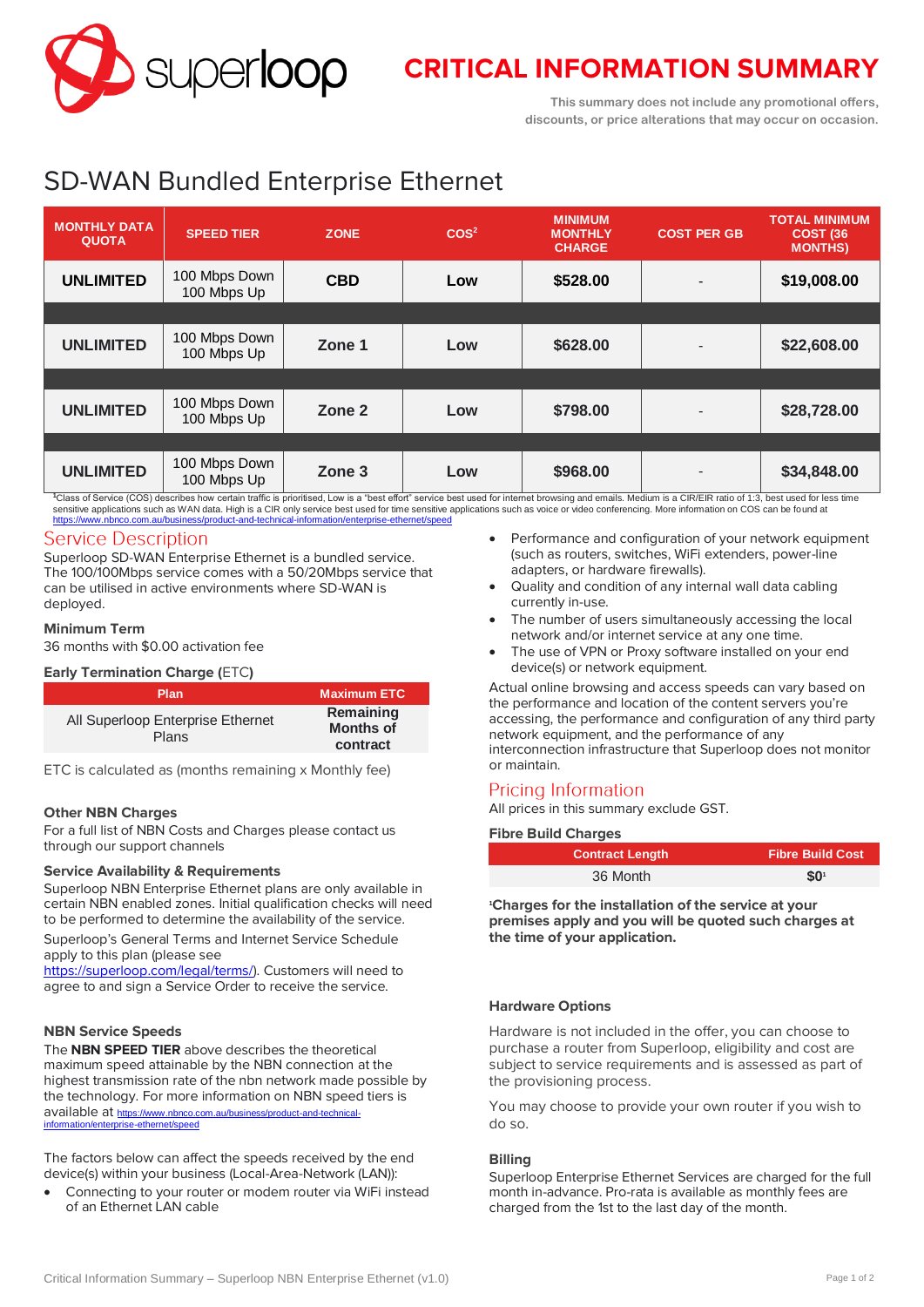# CRITICAL INFORMATION SUMMARY

This summary does not include any promotional offers, discounts, or price alterations that may occur on occasion.

# SD-WAN Bundled Enterprise Ethernet

| MONTHLY DATA QUOTA | SPEED TIER | ZONE | COS[2] | MINIMUM MONTHLY CHARGE | COST PER GB | TOTAL MINIMUM COST (36 MONTHS) |
|---|---|---|---|---|---|---|
| UNLIMITED | 100 Mbps Down 100 Mbps Up | CBD | Low | $528.00 | - | $19,008.00 |
| UNLIMITED | 100 Mbps Down 100 Mbps Up | Zone 1 | Low | $628.00 | - | $22,608.00 |
| UNLIMITED | 100 Mbps Down 100 Mbps Up | Zone 2 | Low | $798.00 | - | $28,728.00 |
| UNLIMITED | 100 Mbps Down 100 Mbps Up | Zone 3 | Low | $968.00 | - | $34,848.00 |

[1]Class of Service (COS) describes how certain traffic is prioritised, Low is a "best effort" service best used for internet browsing and emails. Medium is a CIR/EIR ratio of 1:3, best used for less time sensitive applications such as WAN data. High is a CIR only service best used for time sensitive applications such as voice or video conferencing. More information on COS can be found at https://www.nbnco.com.au/business/product-and-technical-information/enterprise-ethernet/speed

## Service Description

Superloop SD-WAN Enterprise Ethernet is a bundled service. The 100/100Mbps service comes with a 50/20Mbps service that can be utilised in active environments where SD-WAN is deployed.

### Minimum Term

36 months with $0.00 activation fee

### Early Termination Charge (ETC)

| Plan | Maximum ETC |
|---|---|
| All Superloop Enterprise Ethernet Plans | **Remaining Months of contract** |

ETC is calculated as (months remaining x Monthly fee)

### Other NBN Charges

For a full list of NBN Costs and Charges please contact us through our support channels

### Service Availability & Requirements

Superloop NBN Enterprise Ethernet plans are only available in certain NBN enabled zones. Initial qualification checks will need to be performed to determine the availability of the service.

Superloop's General Terms and Internet Service Schedule apply to this plan (please see https://superloop.com/legal/terms/). Customers will need to agree to and sign a Service Order to receive the service.

### NBN Service Speeds

The **NBN SPEED TIER** above describes the theoretical maximum speed attainable by the NBN connection at the highest transmission rate of the nbn network made possible by the technology. For more information on NBN speed tiers is available at https://www.nbnco.com.au/business/product-and-technical-information/enterprise-ethernet/speed

The factors below can affect the speeds received by the end device(s) within your business (Local-Area-Network (LAN)):

- Connecting to your router or modem router via WiFi instead of an Ethernet LAN cable
- Performance and configuration of your network equipment (such as routers, switches, WiFi extenders, power-line adapters, or hardware firewalls).
- Quality and condition of any internal wall data cabling currently in-use.
- The number of users simultaneously accessing the local network and/or internet service at any one time.
- The use of VPN or Proxy software installed on your end device(s) or network equipment.

Actual online browsing and access speeds can vary based on the performance and location of the content servers you're accessing, the performance and configuration of any third party network equipment, and the performance of any interconnection infrastructure that Superloop does not monitor or maintain.

## Pricing Information

All prices in this summary exclude GST.

### Fibre Build Charges

| Contract Length | Fibre Build Cost |
|---|---|
| 36 Month | **$0[1]** |

**[1]Charges for the installation of the service at your premises apply and you will be quoted such charges at the time of your application.**

### Hardware Options

Hardware is not included in the offer, you can choose to purchase a router from Superloop, eligibility and cost are subject to service requirements and is assessed as part of the provisioning process.

You may choose to provide your own router if you wish to do so.

### Billing

Superloop Enterprise Ethernet Services are charged for the full month in-advance. Pro-rata is available as monthly fees are charged from the 1st to the last day of the month.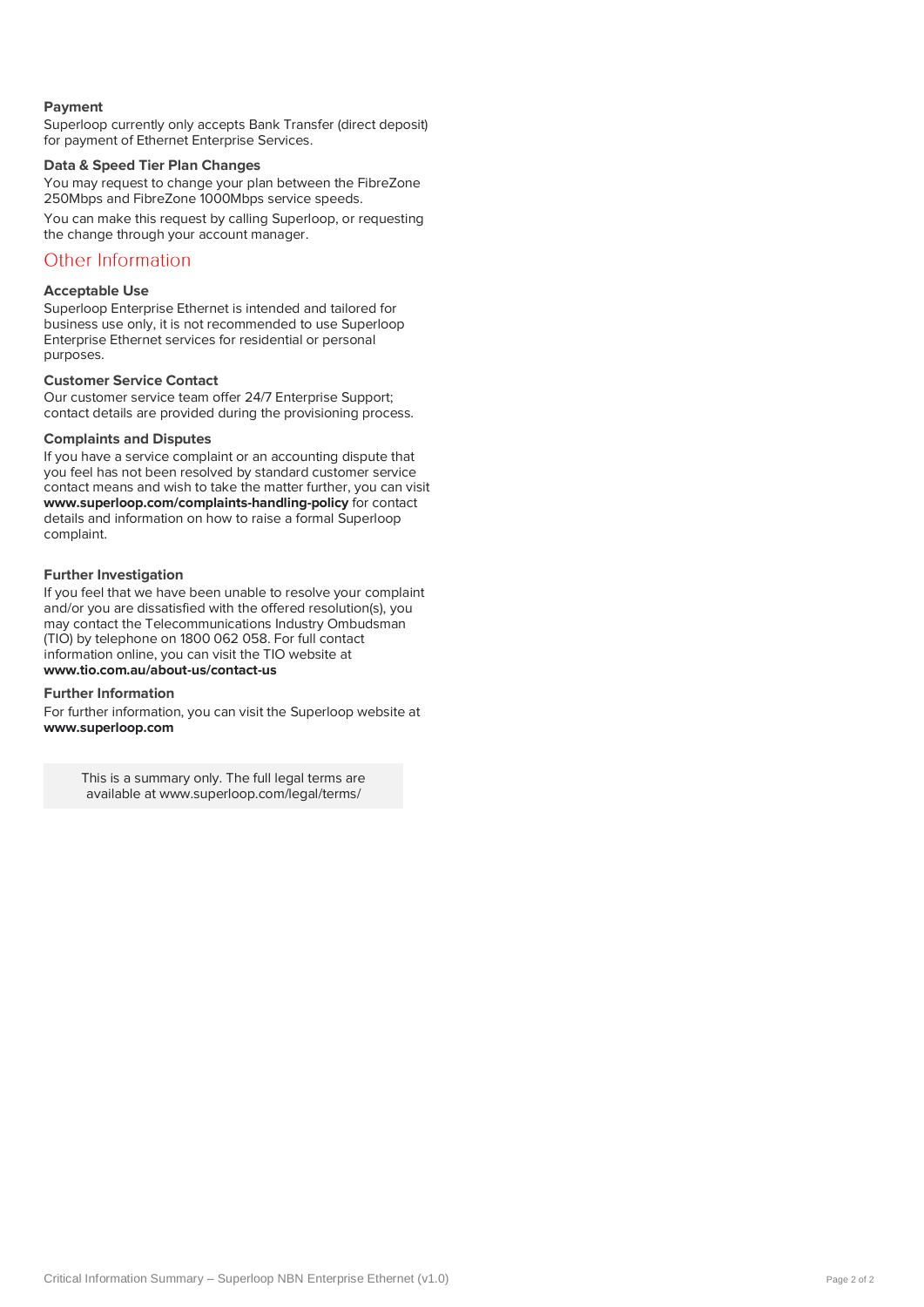### Payment

Superloop currently only accepts Bank Transfer (direct deposit) for payment of Ethernet Enterprise Services.

### Data & Speed Tier Plan Changes

You may request to change your plan between the FibreZone 250Mbps and FibreZone 1000Mbps service speeds.

You can make this request by calling Superloop, or requesting the change through your account manager.

## Other Information

### Acceptable Use

Superloop Enterprise Ethernet is intended and tailored for business use only, it is not recommended to use Superloop Enterprise Ethernet services for residential or personal purposes.

### Customer Service Contact

Our customer service team offer 24/7 Enterprise Support; contact details are provided during the provisioning process.

### Complaints and Disputes

If you have a service complaint or an accounting dispute that you feel has not been resolved by standard customer service contact means and wish to take the matter further, you can visit **www.superloop.com/complaints-handling-policy** for contact details and information on how to raise a formal Superloop complaint.

### Further Investigation

If you feel that we have been unable to resolve your complaint and/or you are dissatisfied with the offered resolution(s), you may contact the Telecommunications Industry Ombudsman (TIO) by telephone on 1800 062 058. For full contact information online, you can visit the TIO website at **www.tio.com.au/about-us/contact-us**

### Further Information

For further information, you can visit the Superloop website at **www.superloop.com**

This is a summary only. The full legal terms are available at www.superloop.com/legal/terms/